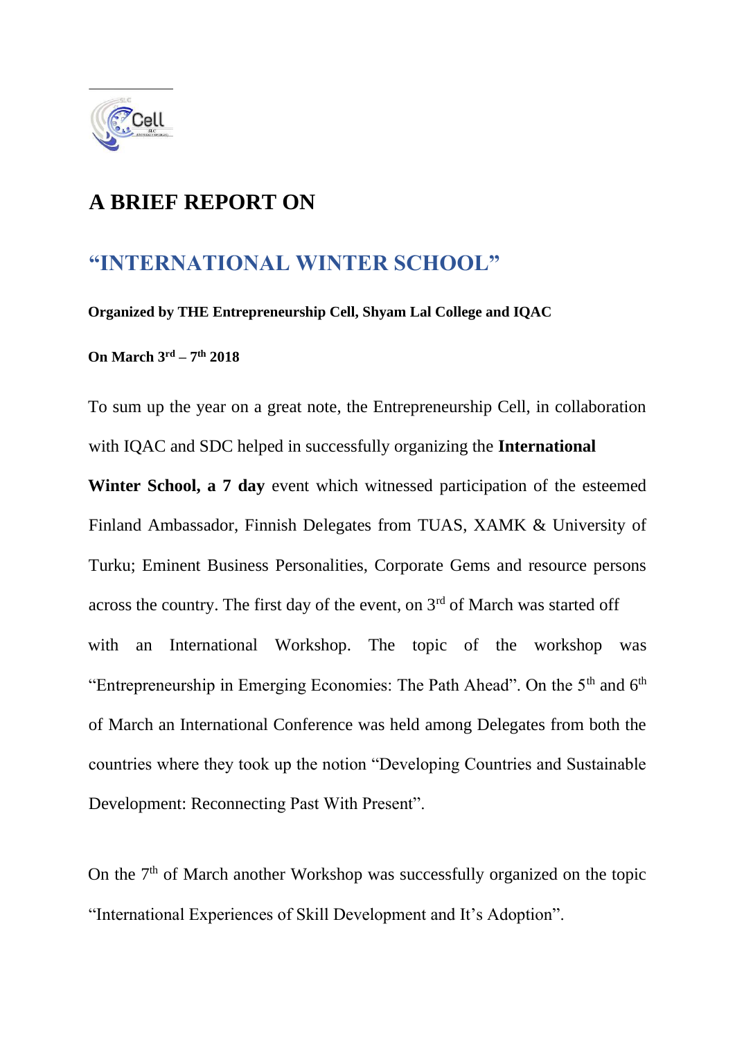# A BRIEF REPORT ON

## "INTERNATIONAL WINTER SCHOOL"

**Organized by THE Entrepreneurship Cell, Shyam Lal College and IQAC**

**On March 3rd – 7th 2018**

To sum up the year on a great note, the Entrepreneurship Cell, in collaboration with IQAC and SDC helped in successfully organizing the **International Winter School, a 7 day** event which witnessed participation of the esteemed Finland Ambassador, Finnish Delegates from TUAS, XAMK & University of Turku; Eminent Business Personalities, Corporate Gems and resource persons across the country. The first day of the event, on 3rd of March was started off with an International Workshop. The topic of the workshop was "Entrepreneurship in Emerging Economies: The Path Ahead". On the 5th and 6th of March an International Conference was held among Delegates from both the countries where they took up the notion "Developing Countries and Sustainable Development: Reconnecting Past With Present".

On the 7th of March another Workshop was successfully organized on the topic "International Experiences of Skill Development and It's Adoption".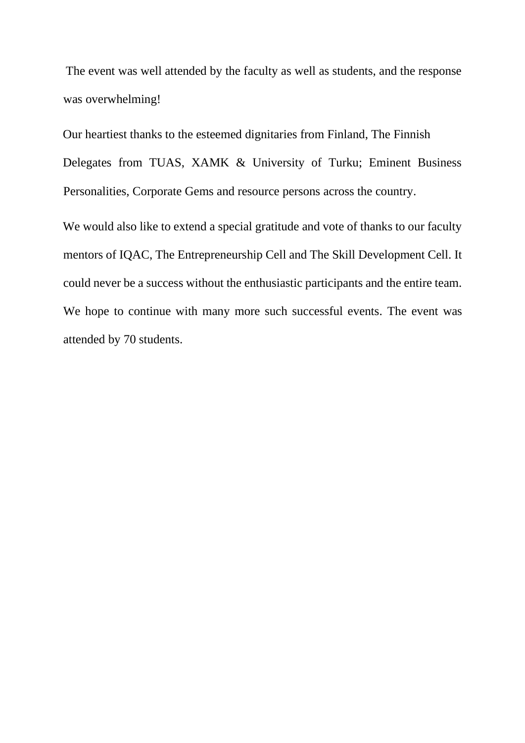The event was well attended by the faculty as well as students, and the response was overwhelming!

Our heartiest thanks to the esteemed dignitaries from Finland, The Finnish Delegates from TUAS, XAMK & University of Turku; Eminent Business Personalities, Corporate Gems and resource persons across the country.

We would also like to extend a special gratitude and vote of thanks to our faculty mentors of IQAC, The Entrepreneurship Cell and The Skill Development Cell. It could never be a success without the enthusiastic participants and the entire team. We hope to continue with many more such successful events. The event was attended by 70 students.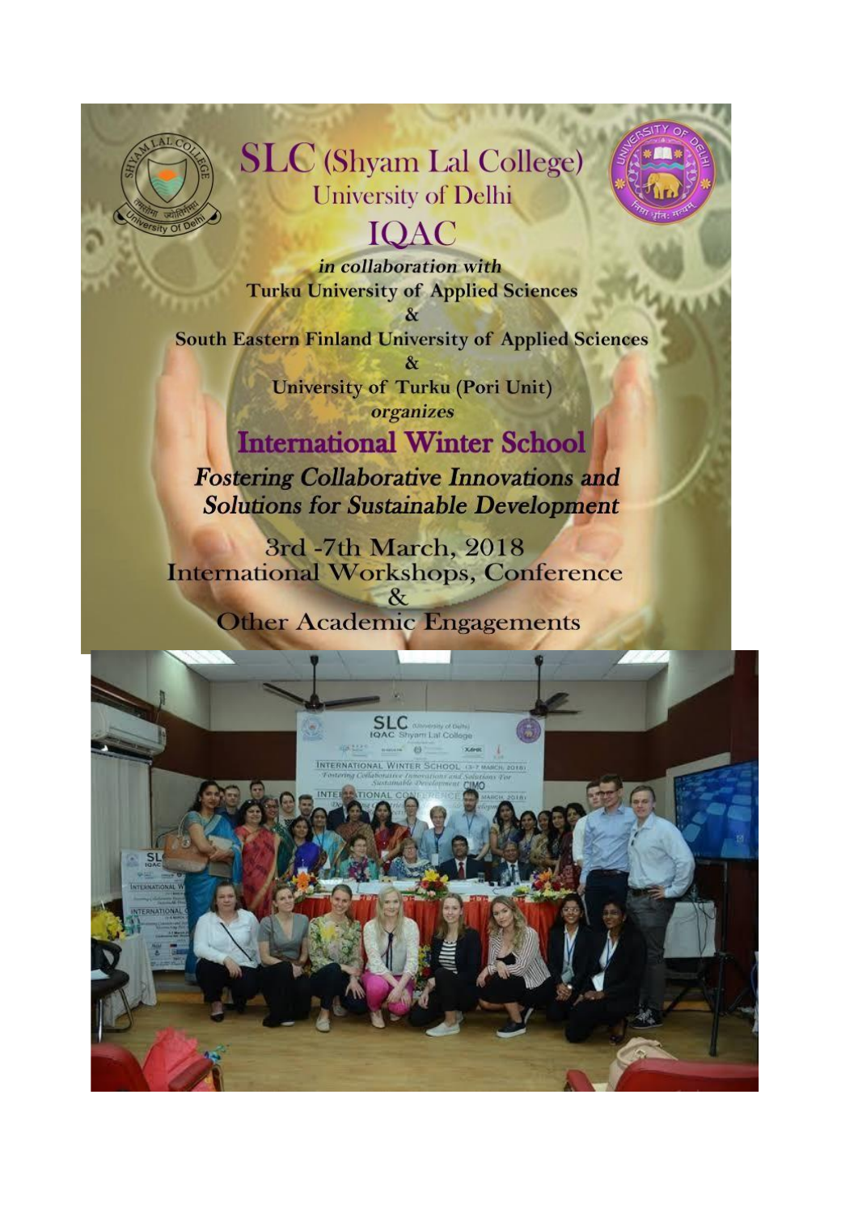# SLC (Shyam Lal College)

## University of Delhi

## IQAC

*in collaboration with*

**Turku University of Applied Sciences**

**&**

**South Eastern Finland University of Applied Sciences**

**&**

**University of Turku (Pori Unit)**

*organizes*

# International Winter School

***Fostering Collaborative Innovations and Solutions for Sustainable Development***

3rd -7th March, 2018

International Workshops, Conference

&

Other Academic Engagements